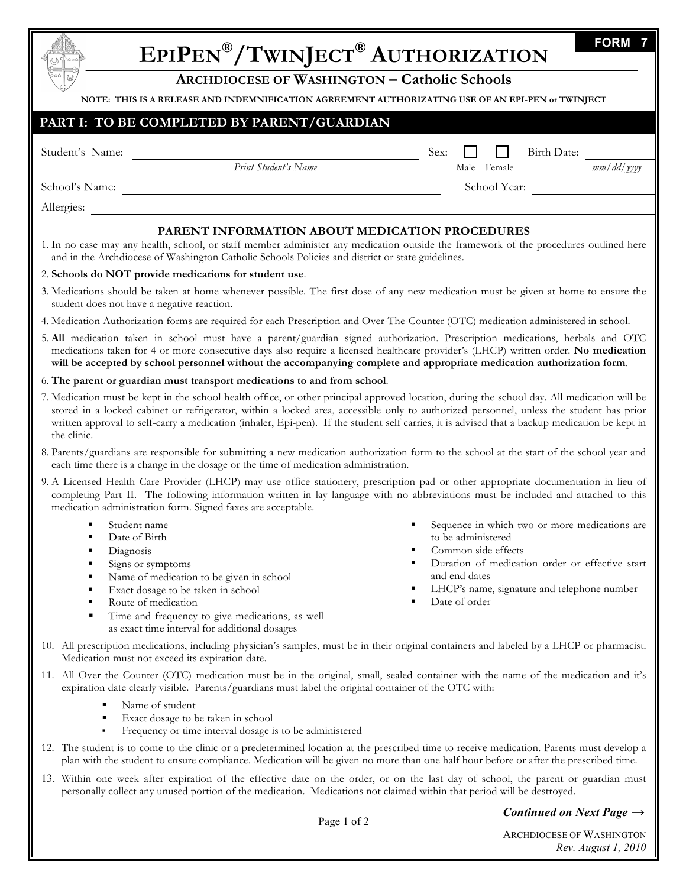**FORM 7**

# EpiPen® / TwinJect® Authorization

## Archdiocese of Washington – Catholic Schools

**NOTE: THIS IS A RELEASE AND INDEMNIFICATION AGREEMENT AUTHORIZATING USE OF AN EPI-PEN or TWINJECT**

## PART I: TO BE COMPLETED BY PARENT/GUARDIAN

Student's Name: ______________________________ Sex: ☐ Male ☐ Female Birth Date: __________
*Print Student's Name* *mm/dd/yyyy*

School's Name: ______________________________ School Year: __________

Allergies: ______________________________

### PARENT INFORMATION ABOUT MEDICATION PROCEDURES

1. In no case may any health, school, or staff member administer any medication outside the framework of the procedures outlined here and in the Archdiocese of Washington Catholic Schools Policies and district or state guidelines.
2. **Schools do NOT provide medications for student use**.
3. Medications should be taken at home whenever possible. The first dose of any new medication must be given at home to ensure the student does not have a negative reaction.
4. Medication Authorization forms are required for each Prescription and Over-The-Counter (OTC) medication administered in school.
5. **All** medication taken in school must have a parent/guardian signed authorization. Prescription medications, herbals and OTC medications taken for 4 or more consecutive days also require a licensed healthcare provider's (LHCP) written order. **No medication will be accepted by school personnel without the accompanying complete and appropriate medication authorization form**.
6. **The parent or guardian must transport medications to and from school**.
7. Medication must be kept in the school health office, or other principal approved location, during the school day. All medication will be stored in a locked cabinet or refrigerator, within a locked area, accessible only to authorized personnel, unless the student has prior written approval to self-carry a medication (inhaler, Epi-pen). If the student self carries, it is advised that a backup medication be kept in the clinic.
8. Parents/guardians are responsible for submitting a new medication authorization form to the school at the start of the school year and each time there is a change in the dosage or the time of medication administration.
9. A Licensed Health Care Provider (LHCP) may use office stationery, prescription pad or other appropriate documentation in lieu of completing Part II. The following information written in lay language with no abbreviations must be included and attached to this medication administration form. Signed faxes are acceptable.
   - Student name
   - Date of Birth
   - Diagnosis
   - Signs or symptoms
   - Name of medication to be given in school
   - Exact dosage to be taken in school
   - Route of medication
   - Time and frequency to give medications, as well as exact time interval for additional dosages
   - Sequence in which two or more medications are to be administered
   - Common side effects
   - Duration of medication order or effective start and end dates
   - LHCP's name, signature and telephone number
   - Date of order
10. All prescription medications, including physician's samples, must be in their original containers and labeled by a LHCP or pharmacist. Medication must not exceed its expiration date.
11. All Over the Counter (OTC) medication must be in the original, small, sealed container with the name of the medication and it's expiration date clearly visible. Parents/guardians must label the original container of the OTC with:
    - Name of student
    - Exact dosage to be taken in school
    - Frequency or time interval dosage is to be administered
12. The student is to come to the clinic or a predetermined location at the prescribed time to receive medication. Parents must develop a plan with the student to ensure compliance. Medication will be given no more than one half hour before or after the prescribed time.
13. Within one week after expiration of the effective date on the order, or on the last day of school, the parent or guardian must personally collect any unused portion of the medication. Medications not claimed within that period will be destroyed.

***Continued on Next Page →***

Archdiocese of Washington
*Rev. August 1, 2010*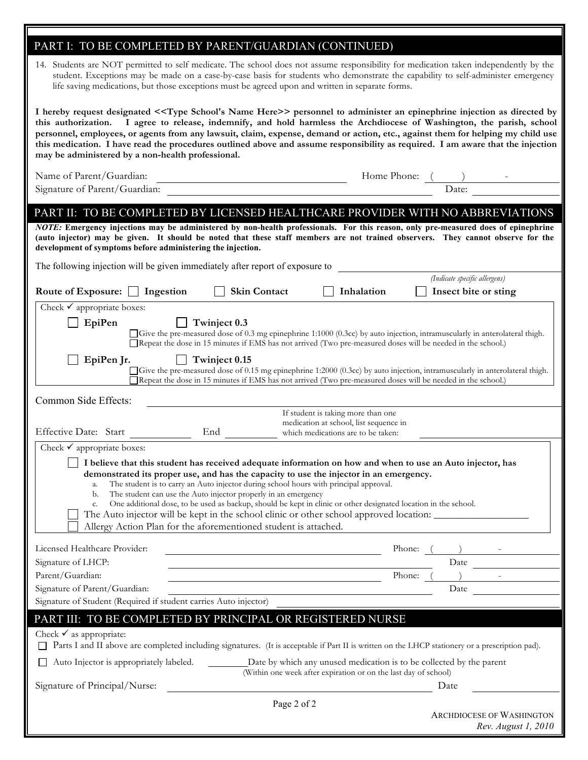## PART I: TO BE COMPLETED BY PARENT/GUARDIAN (CONTINUED)

14. Students are NOT permitted to self medicate. The school does not assume responsibility for medication taken independently by the student. Exceptions may be made on a case-by-case basis for students who demonstrate the capability to self-administer emergency life saving medications, but those exceptions must be agreed upon and written in separate forms.

**I hereby request designated <<Type School's Name Here>> personnel to administer an epinephrine injection as directed by this authorization. I agree to release, indemnify, and hold harmless the Archdiocese of Washington, the parish, school personnel, employees, or agents from any lawsuit, claim, expense, demand or action, etc., against them for helping my child use this medication. I have read the procedures outlined above and assume responsibility as required. I am aware that the injection may be administered by a non-health professional.**

Name of Parent/Guardian: ______________________ Home Phone: ( ) -

Signature of Parent/Guardian: ______________________ Date: __________

## PART II: TO BE COMPLETED BY LICENSED HEALTHCARE PROVIDER WITH NO ABBREVIATIONS

***NOTE:*** **Emergency injections may be administered by non-health professionals. For this reason, only pre-measured does of epinephrine (auto injector) may be given. It should be noted that these staff members are not trained observers. They cannot observe for the development of symptoms before administering the injection.**

The following injection will be given immediately after report of exposure to ______________________

*(Indicate specific allergens)*

**Route of Exposure:** ☐ **Ingestion** ☐ **Skin Contact** ☐ **Inhalation** ☐ **Insect bite or sting**

Check ✓ appropriate boxes:

☐ **EpiPen** ☐ **Twinject 0.3**

- ☐ Give the pre-measured dose of 0.3 mg epinephrine 1:1000 (0.3cc) by auto injection, intramuscularly in anterolateral thigh.
- ☐ Repeat the dose in 15 minutes if EMS has not arrived (Two pre-measured doses will be needed in the school.)

☐ **EpiPen Jr.** ☐ **Twinject 0.15**

- ☐ Give the pre-measured dose of 0.15 mg epinephrine 1:2000 (0.3cc) by auto injection, intramuscularly in anterolateral thigh.
- ☐ Repeat the dose in 15 minutes if EMS has not arrived (Two pre-measured doses will be needed in the school.)

Common Side Effects: ______________________

Effective Date: Start __________ End __________ If student is taking more than one medication at school, list sequence in which medications are to be taken: __________

Check ✓ appropriate boxes:

☐ **I believe that this student has received adequate information on how and when to use an Auto injector, has demonstrated its proper use, and has the capacity to use the injector in an emergency.**

a. The student is to carry an Auto injector during school hours with principal approval.
b. The student can use the Auto injector properly in an emergency
c. One additional dose, to be used as backup, should be kept in clinic or other designated location in the school.

☐ The Auto injector will be kept in the school clinic or other school approved location: __________________

☐ Allergy Action Plan for the aforementioned student is attached.

Licensed Healthcare Provider: ______________________ Phone: ( ) -

Signature of LHCP: ______________________ Date __________

Parent/Guardian: ______________________ Phone: ( ) -

Signature of Parent/Guardian: ______________________ Date __________

Signature of Student (Required if student carries Auto injector) ______________________

## PART III: TO BE COMPLETED BY PRINCIPAL OR REGISTERED NURSE

Check ✓ as appropriate:

☐ Parts I and II above are completed including signatures. (It is acceptable if Part II is written on the LHCP stationery or a prescription pad).

☐ Auto Injector is appropriately labeled. ________ Date by which any unused medication is to be collected by the parent (Within one week after expiration or on the last day of school)

Signature of Principal/Nurse: ______________________ Date __________

ARCHDIOCESE OF WASHINGTON
*Rev. August 1, 2010*